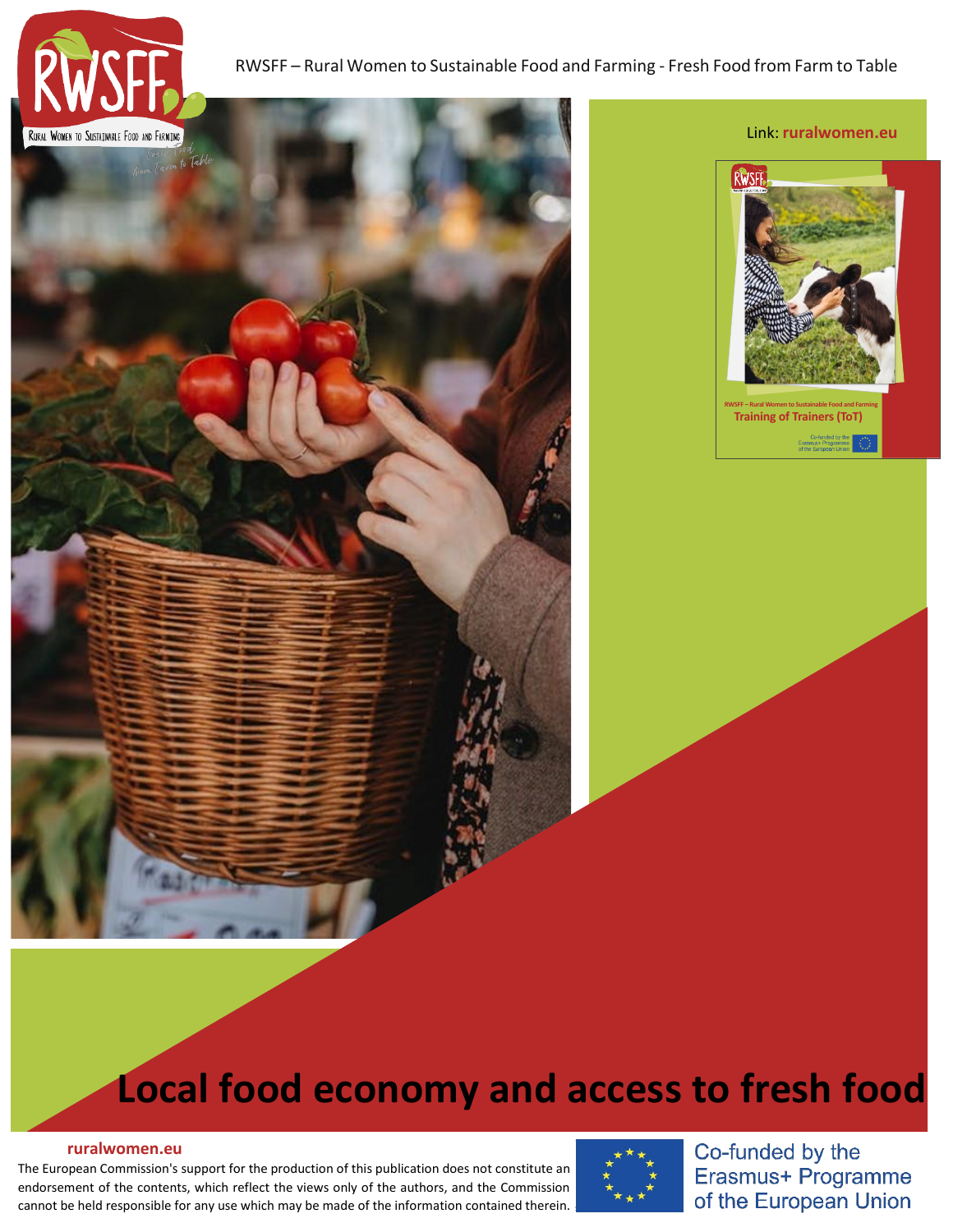RWSFF – Rural Women to Sustainable Food and Farming - Fresh Food from Farm to Table

Link: **ruralwomen.eu**

# Local food economy and access to fresh food

**ruralwomen.eu**

The European Commission's support for the production of this publication does not constitute an endorsement of the contents, which reflect the views only of the authors, and the Commission cannot be held responsible for any use which may be made of the information contained therein.

Co-funded by the Erasmus+ Programme of the European Union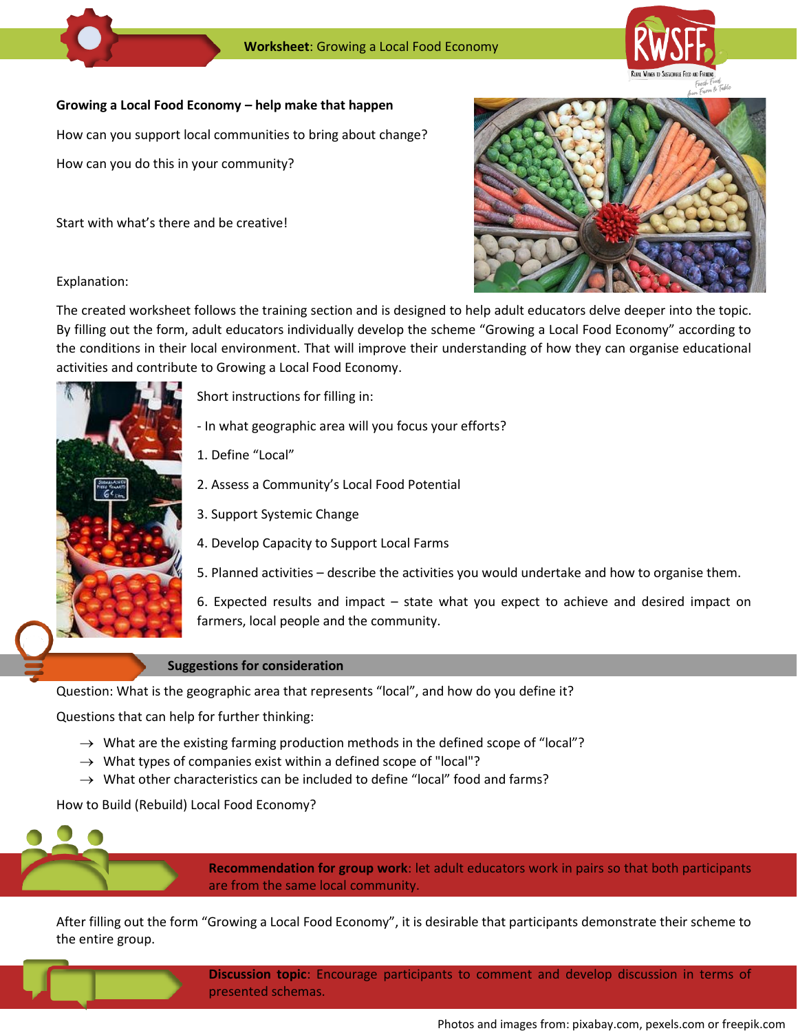**Worksheet**: Growing a Local Food Economy

**Growing a Local Food Economy – help make that happen**

How can you support local communities to bring about change?

How can you do this in your community?

Start with what's there and be creative!

Explanation:

The created worksheet follows the training section and is designed to help adult educators delve deeper into the topic. By filling out the form, adult educators individually develop the scheme "Growing a Local Food Economy" according to the conditions in their local environment. That will improve their understanding of how they can organise educational activities and contribute to Growing a Local Food Economy.

Short instructions for filling in:

- In what geographic area will you focus your efforts?

1. Define "Local"
2. Assess a Community's Local Food Potential
3. Support Systemic Change
4. Develop Capacity to Support Local Farms
5. Planned activities – describe the activities you would undertake and how to organise them.
6. Expected results and impact – state what you expect to achieve and desired impact on farmers, local people and the community.

### Suggestions for consideration

Question: What is the geographic area that represents "local", and how do you define it?

Questions that can help for further thinking:

- → What are the existing farming production methods in the defined scope of "local"?
- → What types of companies exist within a defined scope of "local"?
- → What other characteristics can be included to define "local" food and farms?

How to Build (Rebuild) Local Food Economy?

**Recommendation for group work**: let adult educators work in pairs so that both participants are from the same local community.

After filling out the form "Growing a Local Food Economy", it is desirable that participants demonstrate their scheme to the entire group.

**Discussion topic**: Encourage participants to comment and develop discussion in terms of presented schemas.

Photos and images from: pixabay.com, pexels.com or freepik.com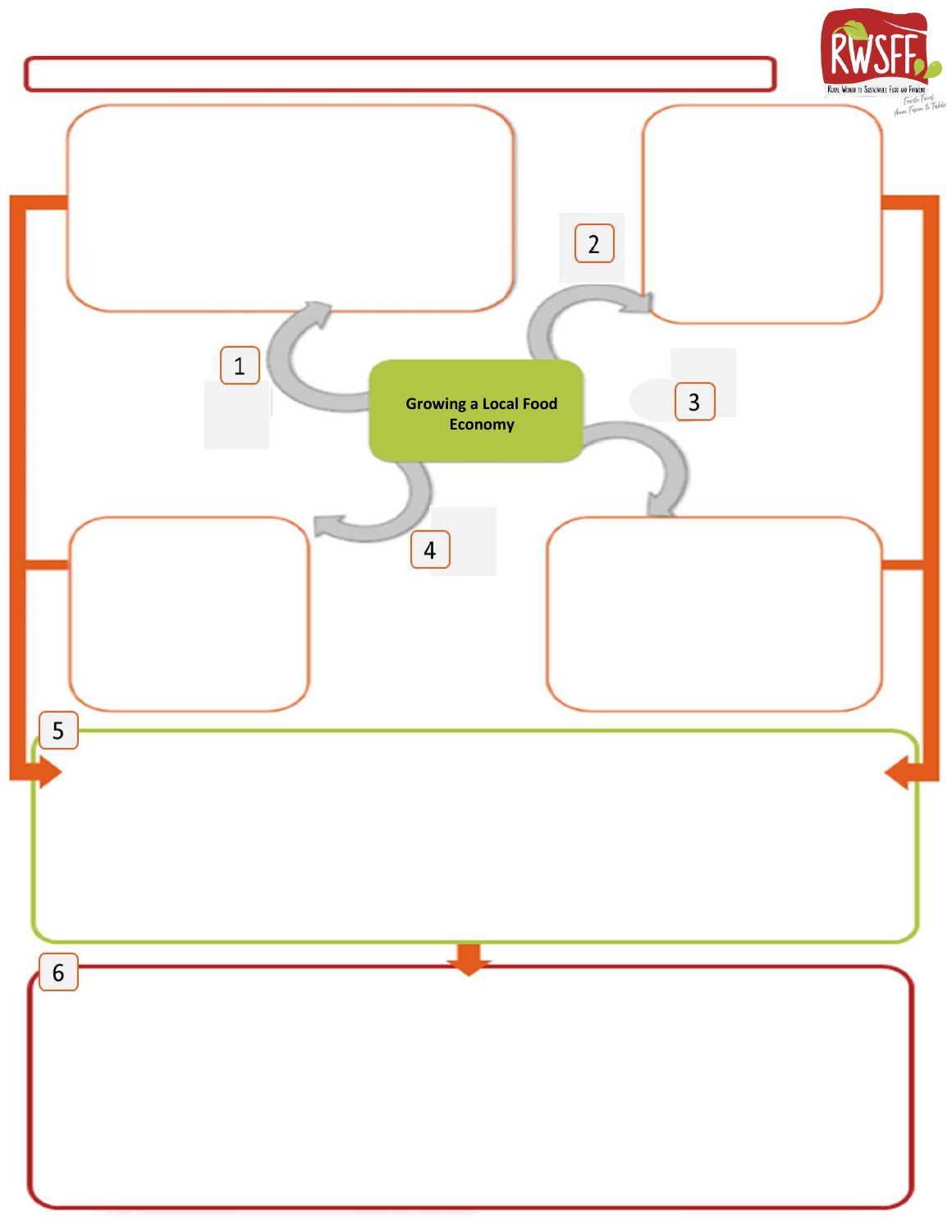Growing a Local Food Economy

1

2

3

4

5

6